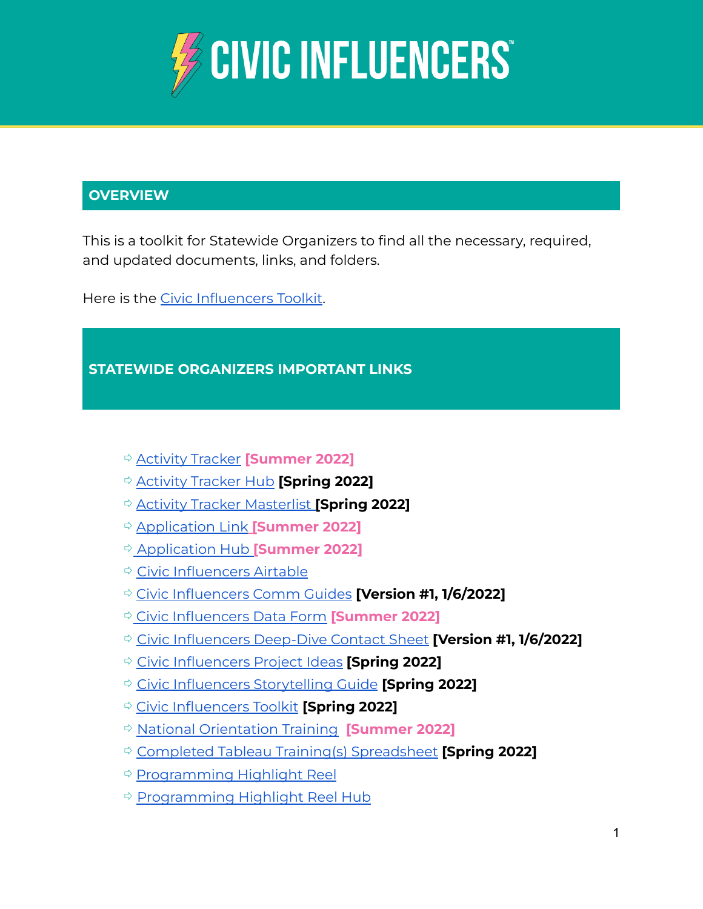# CIVIC INFLUENCERS™

## OVERVIEW

This is a toolkit for Statewide Organizers to find all the necessary, required, and updated documents, links, and folders.

Here is the Civic Influencers Toolkit.

## STATEWIDE ORGANIZERS IMPORTANT LINKS

- Activity Tracker **[Summer 2022]**
- Activity Tracker Hub **[Spring 2022]**
- Activity Tracker Masterlist **[Spring 2022]**
- Application Link **[Summer 2022]**
- Application Hub **[Summer 2022]**
- Civic Influencers Airtable
- Civic Influencers Comm Guides **[Version #1, 1/6/2022]**
- Civic Influencers Data Form **[Summer 2022]**
- Civic Influencers Deep-Dive Contact Sheet **[Version #1, 1/6/2022]**
- Civic Influencers Project Ideas **[Spring 2022]**
- Civic Influencers Storytelling Guide **[Spring 2022]**
- Civic Influencers Toolkit **[Spring 2022]**
- National Orientation Training **[Summer 2022]**
- Completed Tableau Training(s) Spreadsheet **[Spring 2022]**
- Programming Highlight Reel
- Programming Highlight Reel Hub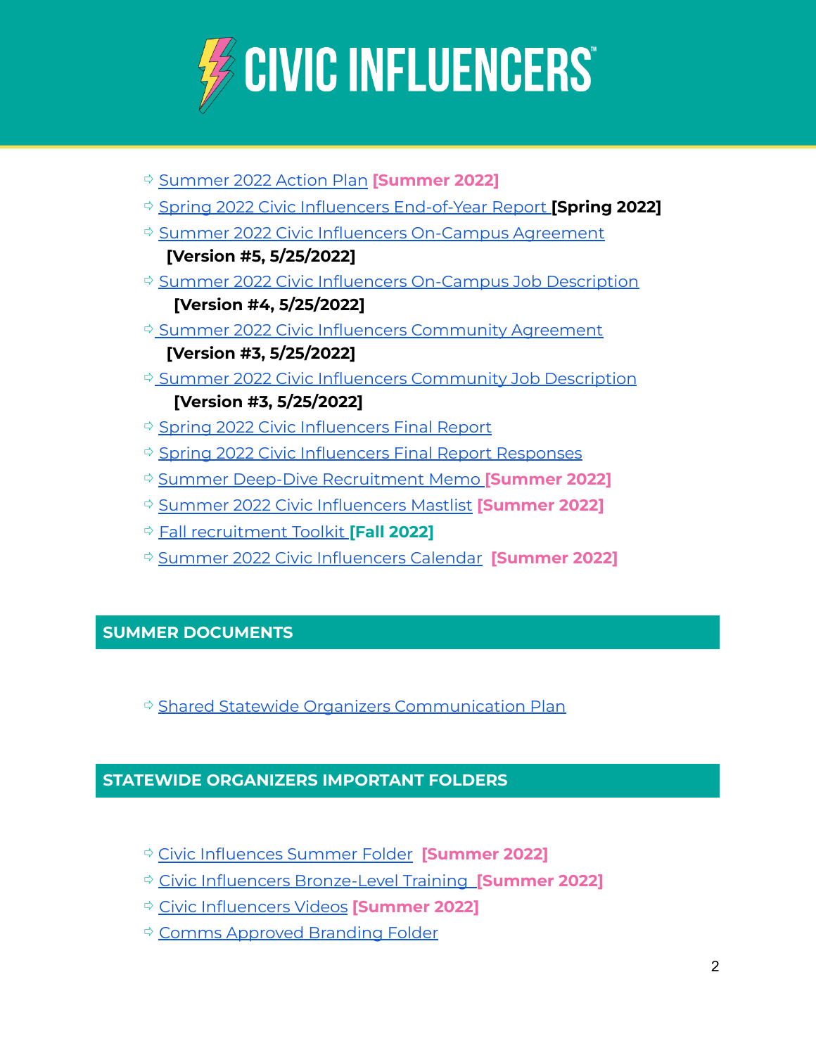- Summer 2022 Action Plan **[Summer 2022]**
- Spring 2022 Civic Influencers End-of-Year Report **[Spring 2022]**
- Summer 2022 Civic Influencers On-Campus Agreement **[Version #5, 5/25/2022]**
- Summer 2022 Civic Influencers On-Campus Job Description **[Version #4, 5/25/2022]**
- Summer 2022 Civic Influencers Community Agreement **[Version #3, 5/25/2022]**
- Summer 2022 Civic Influencers Community Job Description **[Version #3, 5/25/2022]**
- Spring 2022 Civic Influencers Final Report
- Spring 2022 Civic Influencers Final Report Responses
- Summer Deep-Dive Recruitment Memo **[Summer 2022]**
- Summer 2022 Civic Influencers Mastlist **[Summer 2022]**
- Fall recruitment Toolkit **[Fall 2022]**
- Summer 2022 Civic Influencers Calendar **[Summer 2022]**

## SUMMER DOCUMENTS

- Shared Statewide Organizers Communication Plan

## STATEWIDE ORGANIZERS IMPORTANT FOLDERS

- Civic Influences Summer Folder **[Summer 2022]**
- Civic Influencers Bronze-Level Training **[Summer 2022]**
- Civic Influencers Videos **[Summer 2022]**
- Comms Approved Branding Folder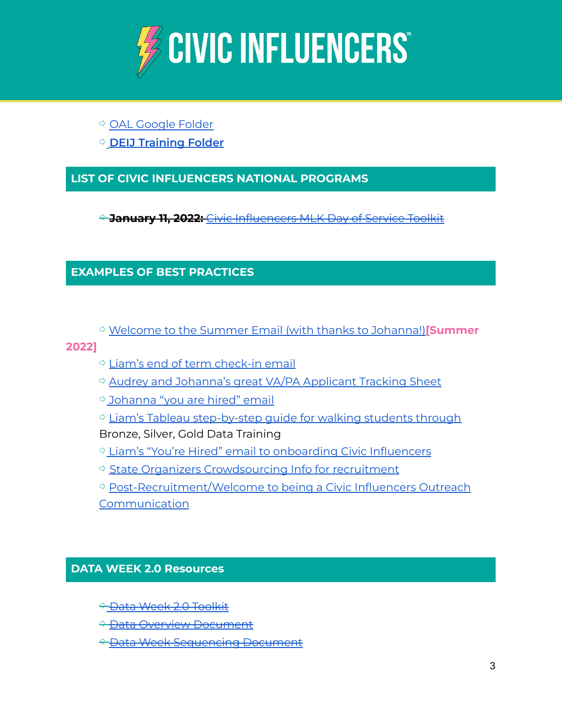- ⇨ OAL Google Folder
- ⇨ **DEIJ Training Folder**

## LIST OF CIVIC INFLUENCERS NATIONAL PROGRAMS

- ~~⇨ **January 11, 2022:** Civic Influencers MLK Day of Service Toolkit~~

## EXAMPLES OF BEST PRACTICES

- ⇨ Welcome to the Summer Email (with thanks to Johanna!) **[Summer 2022]**
- ⇨ Liam's end of term check-in email
- ⇨ Audrey and Johanna's great VA/PA Applicant Tracking Sheet
- ⇨ Johanna "you are hired" email
- ⇨ Liam's Tableau step-by-step guide for walking students through Bronze, Silver, Gold Data Training
- ⇨ Liam's "You're Hired" email to onboarding Civic Influencers
- ⇨ State Organizers Crowdsourcing Info for recruitment
- ⇨ Post-Recruitment/Welcome to being a Civic Influencers Outreach Communication

## DATA WEEK 2.0 Resources

- ~~⇨ Data Week 2.0 Toolkit~~
- ~~⇨ Data Overview Document~~
- ~~⇨ Data Week Sequencing Document~~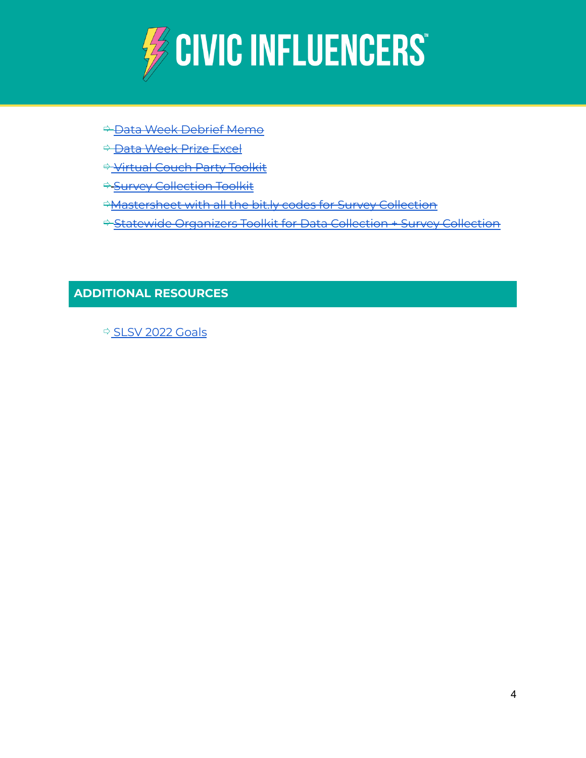- ~~➩ Data Week Debrief Memo~~
- ~~➩ Data Week Prize Excel~~
- ~~➩ Virtual Couch Party Toolkit~~
- ~~➩ Survey Collection Toolkit~~
- ~~➩ Mastersheet with all the bit.ly codes for Survey Collection~~
- ~~➩ Statewide Organizers Toolkit for Data Collection + Survey Collection~~

## ADDITIONAL RESOURCES

- ➩ SLSV 2022 Goals